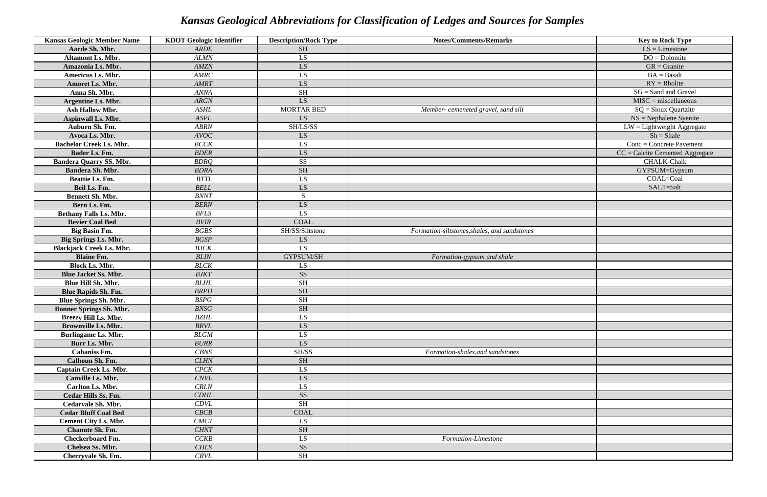# *Kansas Geological Abbreviations for Classification of Ledges and Sources for Samples*

| Kansas Geologic Member Name | KDOT Geologic Identifier | Description/Rock Type | Notes/Comments/Remarks | Key to Rock Type |
|---|---|---|---|---|
| **Aarde Sh. Mbr.** | *ARDE* | SH | | LS = Limestone |
| **Altamont Ls. Mbr.** | *ALMN* | LS | | DO = Dolomite |
| **Amazonia Ls. Mbr.** | *AMZN* | LS | | GR = Granite |
| **Americus Ls. Mbr.** | *AMRC* | LS | | BA = Basalt |
| **Amoret Ls. Mbr.** | *AMRT* | LS | | RY = Rholite |
| **Anna Sh. Mbr.** | *ANNA* | SH | | SG = Sand and Gravel |
| **Argentine Ls. Mbr.** | *ARGN* | LS | | MISC = miscellaneous |
| **Ash Hallow Mbr.** | *ASHL* | MORTAR BED | *Member- cemeneted gravel, sand silt* | SQ = Sioux Quartzite |
| **Aspinwall Ls. Mbr.** | *ASPL* | LS | | NS = Nephalene Syenite |
| **Auburn Sh. Fm.** | *ABRN* | SH/LS/SS | | LW = Lightweight Aggregate |
| **Avoca Ls. Mbr.** | *AVOC* | LS | | Sh = Shale |
| **Bachelor Creek Ls. Mbr.** | *BCCK* | LS | | Conc = Concrete Pavement |
| **Bader Ls. Fm.** | *BDER* | LS | | CC = Calcite Cemented Aggregate |
| **Bandera Quarry SS. Mbr.** | *BDRQ* | SS | | CHALK-Chalk |
| **Bandera Sh. Mbr.** | *BDRA* | SH | | GYPSUM=Gypsum |
| **Beattie Ls. Fm.** | *BTTI* | LS | | COAL=Coal |
| **Beil Ls. Fm.** | *BELL* | LS | | SALT=Salt |
| **Bennett Sh. Mbr.** | *BNNT* | S | | |
| **Bern Ls. Fm.** | *BERN* | LS | | |
| **Bethany Falls Ls. Mbr.** | *BFLS* | LS | | |
| **Bevier Coal Bed** | *BVIR* | COAL | | |
| **Big Basin Fm.** | *BGBS* | SH/SS/Siltstone | *Formation-siltstones,shales, and sandstones* | |
| **Big Springs Ls. Mbr.** | *BGSP* | LS | | |
| **Blackjack Creek Ls. Mbr.** | *BJCK* | LS | | |
| **Blaine Fm.** | *BLIN* | GYPSUM/SH | *Formation-gypsum and shale* | |
| **Block Ls. Mbr.** | *BLCK* | LS | | |
| **Blue Jacket Ss. Mbr.** | *BJKT* | SS | | |
| **Blue Hill Sh. Mbr.** | *BLHL* | SH | | |
| **Blue Rapids Sh. Fm.** | *BRPD* | SH | | |
| **Blue Springs Sh. Mbr.** | *BSPG* | SH | | |
| **Bonner Springs Sh. Mbr.** | *BNSG* | SH | | |
| **Breezy Hill Ls. Mbr.** | *BZHL* | LS | | |
| **Brownville Ls. Mbr.** | *BRVL* | LS | | |
| **Burlingame Ls. Mbr.** | *BLGM* | LS | | |
| **Burr Ls. Mbr.** | *BURR* | LS | | |
| **Cabaniss Fm.** | *CBNS* | SH/SS | *Formation-shales,and sandstones* | |
| **Calhoun Sh. Fm.** | *CLHN* | SH | | |
| **Captain Creek Ls. Mbr.** | *CPCK* | LS | | |
| **Canville Ls. Mbr.** | *CNVL* | LS | | |
| **Carlton Ls. Mbr.** | *CRLN* | LS | | |
| **Cedar Hills Ss. Fm.** | *CDHL* | SS | | |
| **Cedarvale Sh. Mbr.** | *CDVL* | SH | | |
| **Cedar Bluff Coal Bed** | *CBCB* | COAL | | |
| **Cement City Ls. Mbr.** | *CMCT* | LS | | |
| **Chanute Sh. Fm.** | *CHNT* | SH | | |
| **Checkerboard Fm.** | *CCKB* | LS | *Formation-Limestone* | |
| **Chelsea Ss. Mbr.** | *CHLS* | SS | | |
| **Cherryvale Sh. Fm.** | *CRVL* | SH | | |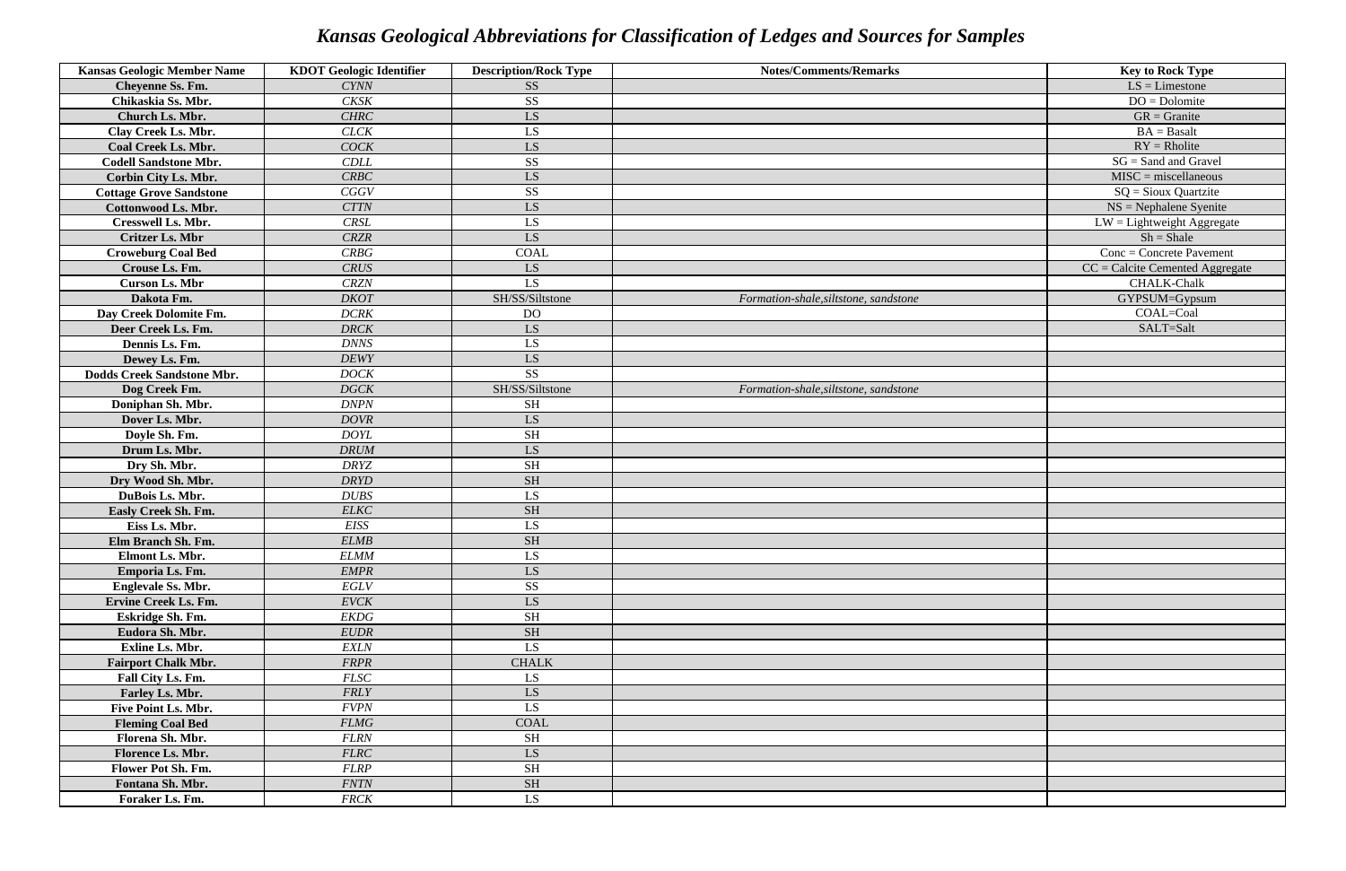# Kansas Geological Abbreviations for Classification of Ledges and Sources for Samples

| Kansas Geologic Member Name | KDOT Geologic Identifier | Description/Rock Type | Notes/Comments/Remarks | Key to Rock Type |
|---|---|---|---|---|
| **Cheyenne Ss. Fm.** | *CYNN* | SS | | LS = Limestone |
| **Chikaskia Ss. Mbr.** | *CKSK* | SS | | DO = Dolomite |
| **Church Ls. Mbr.** | *CHRC* | LS | | GR = Granite |
| **Clay Creek Ls. Mbr.** | *CLCK* | LS | | BA = Basalt |
| **Coal Creek Ls. Mbr.** | *COCK* | LS | | RY = Rholite |
| **Codell Sandstone Mbr.** | *CDLL* | SS | | SG = Sand and Gravel |
| **Corbin City Ls. Mbr.** | *CRBC* | LS | | MISC = miscellaneous |
| **Cottage Grove Sandstone** | *CGGV* | SS | | SQ = Sioux Quartzite |
| **Cottonwood Ls. Mbr.** | *CTTN* | LS | | NS = Nephalene Syenite |
| **Cresswell Ls. Mbr.** | *CRSL* | LS | | LW = Lightweight Aggregate |
| **Critzer Ls. Mbr** | *CRZR* | LS | | Sh = Shale |
| **Croweburg Coal Bed** | *CRBG* | COAL | | Conc = Concrete Pavement |
| **Crouse Ls. Fm.** | *CRUS* | LS | | CC = Calcite Cemented Aggregate |
| **Curson Ls. Mbr** | *CRZN* | LS | | CHALK-Chalk |
| **Dakota Fm.** | *DKOT* | SH/SS/Siltstone | *Formation-shale,siltstone, sandstone* | GYPSUM=Gypsum |
| **Day Creek Dolomite Fm.** | *DCRK* | DO | | COAL=Coal |
| **Deer Creek Ls. Fm.** | *DRCK* | LS | | SALT=Salt |
| **Dennis Ls. Fm.** | *DNNS* | LS | | |
| **Dewey Ls. Fm.** | *DEWY* | LS | | |
| **Dodds Creek Sandstone Mbr.** | *DOCK* | SS | | |
| **Dog Creek Fm.** | *DGCK* | SH/SS/Siltstone | *Formation-shale,siltstone, sandstone* | |
| **Doniphan Sh. Mbr.** | *DNPN* | SH | | |
| **Dover Ls. Mbr.** | *DOVR* | LS | | |
| **Doyle Sh. Fm.** | *DOYL* | SH | | |
| **Drum Ls. Mbr.** | *DRUM* | LS | | |
| **Dry Sh. Mbr.** | *DRYZ* | SH | | |
| **Dry Wood Sh. Mbr.** | *DRYD* | SH | | |
| **DuBois Ls. Mbr.** | *DUBS* | LS | | |
| **Easly Creek Sh. Fm.** | *ELKC* | SH | | |
| **Eiss Ls. Mbr.** | *EISS* | LS | | |
| **Elm Branch Sh. Fm.** | *ELMB* | SH | | |
| **Elmont Ls. Mbr.** | *ELMM* | LS | | |
| **Emporia Ls. Fm.** | *EMPR* | LS | | |
| **Englevale Ss. Mbr.** | *EGLV* | SS | | |
| **Ervine Creek Ls. Fm.** | *EVCK* | LS | | |
| **Eskridge Sh. Fm.** | *EKDG* | SH | | |
| **Eudora Sh. Mbr.** | *EUDR* | SH | | |
| **Exline Ls. Mbr.** | *EXLN* | LS | | |
| **Fairport Chalk Mbr.** | *FRPR* | CHALK | | |
| **Fall City Ls. Fm.** | *FLSC* | LS | | |
| **Farley Ls. Mbr.** | *FRLY* | LS | | |
| **Five Point Ls. Mbr.** | *FVPN* | LS | | |
| **Fleming Coal Bed** | *FLMG* | COAL | | |
| **Florena Sh. Mbr.** | *FLRN* | SH | | |
| **Florence Ls. Mbr.** | *FLRC* | LS | | |
| **Flower Pot Sh. Fm.** | *FLRP* | SH | | |
| **Fontana Sh. Mbr.** | *FNTN* | SH | | |
| **Foraker Ls. Fm.** | *FRCK* | LS | | |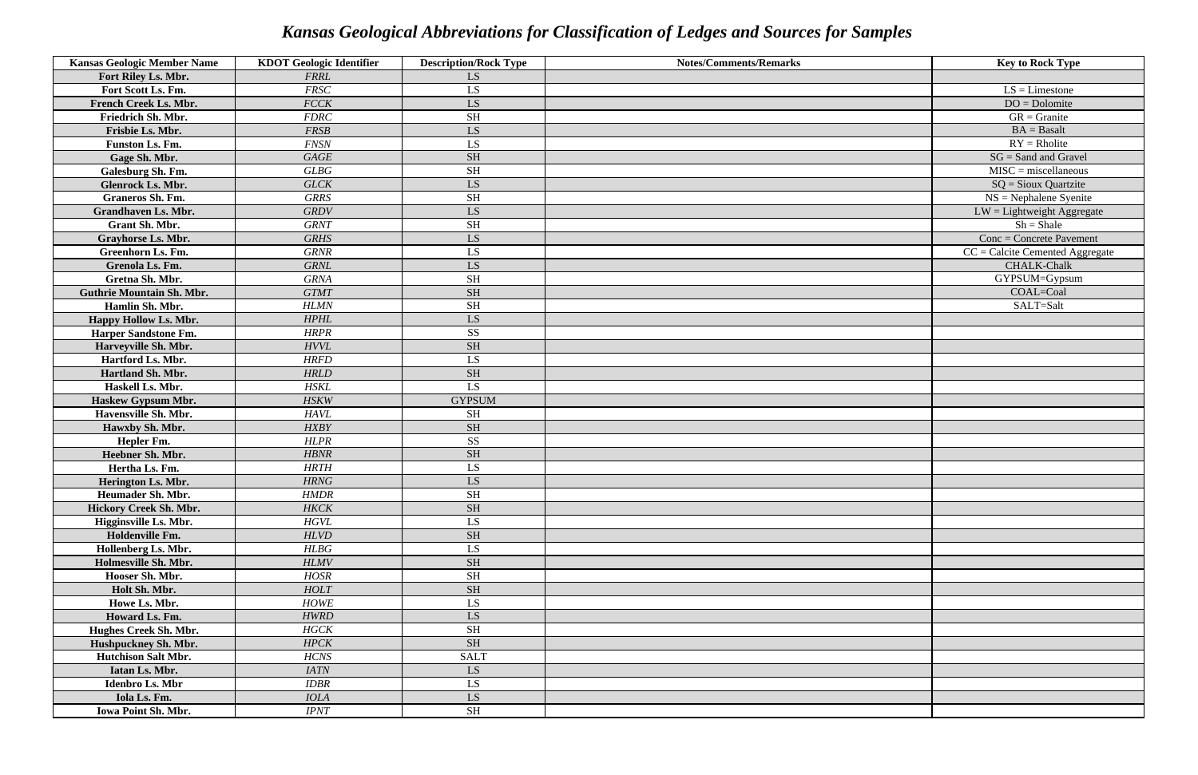# *Kansas Geological Abbreviations for Classification of Ledges and Sources for Samples*

| Kansas Geologic Member Name | KDOT Geologic Identifier | Description/Rock Type | Notes/Comments/Remarks | Key to Rock Type |
|---|---|---|---|---|
| **Fort Riley Ls. Mbr.** | *FRRL* | LS | | |
| **Fort Scott Ls. Fm.** | *FRSC* | LS | | LS = Limestone |
| **French Creek Ls. Mbr.** | *FCCK* | LS | | DO = Dolomite |
| **Friedrich Sh. Mbr.** | *FDRC* | SH | | GR = Granite |
| **Frisbie Ls. Mbr.** | *FRSB* | LS | | BA = Basalt |
| **Funston Ls. Fm.** | *FNSN* | LS | | RY = Rholite |
| **Gage Sh. Mbr.** | *GAGE* | SH | | SG = Sand and Gravel |
| **Galesburg Sh. Fm.** | *GLBG* | SH | | MISC = miscellaneous |
| **Glenrock Ls. Mbr.** | *GLCK* | LS | | SQ = Sioux Quartzite |
| **Graneros Sh. Fm.** | *GRRS* | SH | | NS = Nephalene Syenite |
| **Grandhaven Ls. Mbr.** | *GRDV* | LS | | LW = Lightweight Aggregate |
| **Grant Sh. Mbr.** | *GRNT* | SH | | Sh = Shale |
| **Grayhorse Ls. Mbr.** | *GRHS* | LS | | Conc = Concrete Pavement |
| **Greenhorn Ls. Fm.** | *GRNR* | LS | | CC = Calcite Cemented Aggregate |
| **Grenola Ls. Fm.** | *GRNL* | LS | | CHALK-Chalk |
| **Gretna Sh. Mbr.** | *GRNA* | SH | | GYPSUM=Gypsum |
| **Guthrie Mountain Sh. Mbr.** | *GTMT* | SH | | COAL=Coal |
| **Hamlin Sh. Mbr.** | *HLMN* | SH | | SALT=Salt |
| **Happy Hollow Ls. Mbr.** | *HPHL* | LS | | |
| **Harper Sandstone Fm.** | *HRPR* | SS | | |
| **Harveyville Sh. Mbr.** | *HVVL* | SH | | |
| **Hartford Ls. Mbr.** | *HRFD* | LS | | |
| **Hartland Sh. Mbr.** | *HRLD* | SH | | |
| **Haskell Ls. Mbr.** | *HSKL* | LS | | |
| **Haskew Gypsum Mbr.** | *HSKW* | GYPSUM | | |
| **Havensville Sh. Mbr.** | *HAVL* | SH | | |
| **Hawxby Sh. Mbr.** | *HXBY* | SH | | |
| **Hepler Fm.** | *HLPR* | SS | | |
| **Heebner Sh. Mbr.** | *HBNR* | SH | | |
| **Hertha Ls. Fm.** | *HRTH* | LS | | |
| **Herington Ls. Mbr.** | *HRNG* | LS | | |
| **Heumader Sh. Mbr.** | *HMDR* | SH | | |
| **Hickory Creek Sh. Mbr.** | *HKCK* | SH | | |
| **Higginsville Ls. Mbr.** | *HGVL* | LS | | |
| **Holdenville Fm.** | *HLVD* | SH | | |
| **Hollenberg Ls. Mbr.** | *HLBG* | LS | | |
| **Holmesville Sh. Mbr.** | *HLMV* | SH | | |
| **Hooser Sh. Mbr.** | *HOSR* | SH | | |
| **Holt Sh. Mbr.** | *HOLT* | SH | | |
| **Howe Ls. Mbr.** | *HOWE* | LS | | |
| **Howard Ls. Fm.** | *HWRD* | LS | | |
| **Hughes Creek Sh. Mbr.** | *HGCK* | SH | | |
| **Hushpuckney Sh. Mbr.** | *HPCK* | SH | | |
| **Hutchison Salt Mbr.** | *HCNS* | SALT | | |
| **Iatan Ls. Mbr.** | *IATN* | LS | | |
| **Idenbro Ls. Mbr** | *IDBR* | LS | | |
| **Iola Ls. Fm.** | *IOLA* | LS | | |
| **Iowa Point Sh. Mbr.** | *IPNT* | SH | | |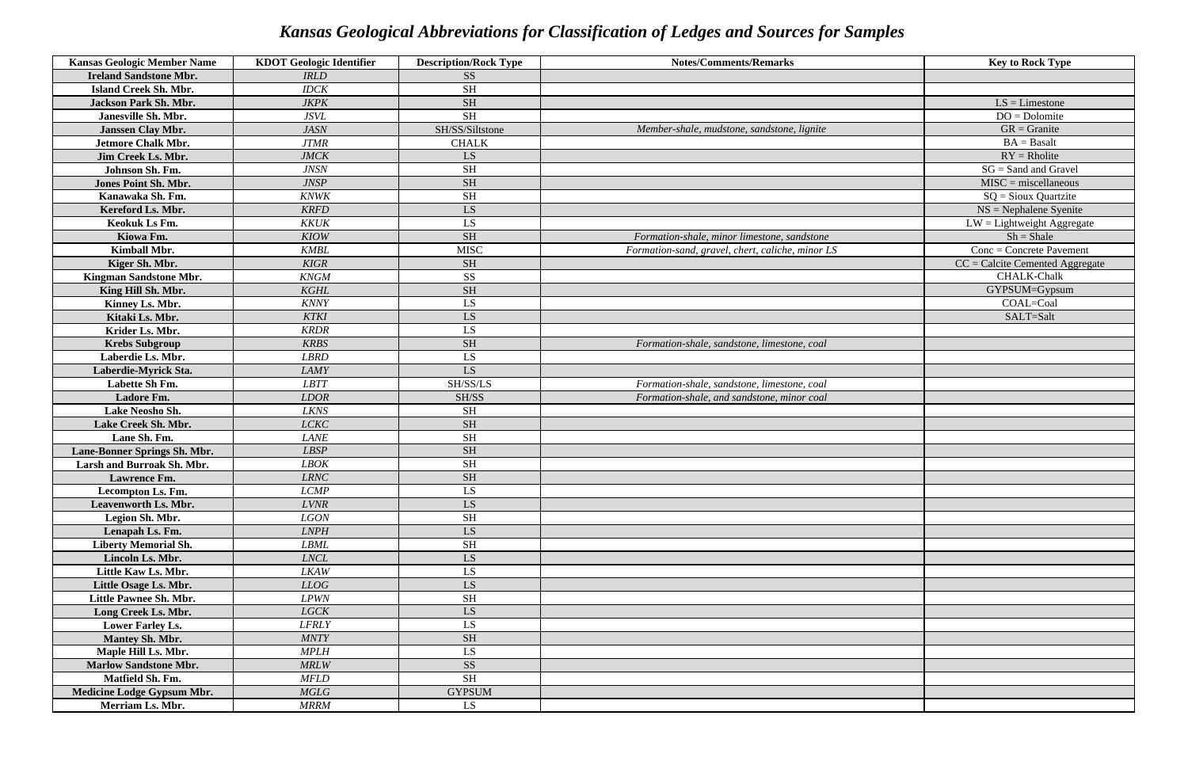# *Kansas Geological Abbreviations for Classification of Ledges and Sources for Samples*

| Kansas Geologic Member Name | KDOT Geologic Identifier | Description/Rock Type | Notes/Comments/Remarks | Key to Rock Type |
|---|---|---|---|---|
| **Ireland Sandstone Mbr.** | *IRLD* | SS | | |
| **Island Creek Sh. Mbr.** | *IDCK* | SH | | |
| **Jackson Park Sh. Mbr.** | *JKPK* | SH | | LS = Limestone |
| **Janesville Sh. Mbr.** | *JSVL* | SH | | DO = Dolomite |
| **Janssen Clay Mbr.** | *JASN* | SH/SS/Siltstone | *Member-shale, mudstone, sandstone, lignite* | GR = Granite |
| **Jetmore Chalk Mbr.** | *JTMR* | CHALK | | BA = Basalt |
| **Jim Creek Ls. Mbr.** | *JMCK* | LS | | RY = Rholite |
| **Johnson Sh. Fm.** | *JNSN* | SH | | SG = Sand and Gravel |
| **Jones Point Sh. Mbr.** | *JNSP* | SH | | MISC = miscellaneous |
| **Kanawaka Sh. Fm.** | *KNWK* | SH | | SQ = Sioux Quartzite |
| **Kereford Ls. Mbr.** | *KRFD* | LS | | NS = Nephalene Syenite |
| **Keokuk Ls Fm.** | *KKUK* | LS | | LW = Lightweight Aggregate |
| **Kiowa Fm.** | *KIOW* | SH | *Formation-shale, minor limestone, sandstone* | Sh = Shale |
| **Kimball Mbr.** | *KMBL* | MISC | *Formation-sand, gravel, chert, caliche, minor LS* | Conc = Concrete Pavement |
| **Kiger Sh. Mbr.** | *KIGR* | SH | | CC = Calcite Cemented Aggregate |
| **Kingman Sandstone Mbr.** | *KNGM* | SS | | CHALK-Chalk |
| **King Hill Sh. Mbr.** | *KGHL* | SH | | GYPSUM=Gypsum |
| **Kinney Ls. Mbr.** | *KNNY* | LS | | COAL=Coal |
| **Kitaki Ls. Mbr.** | *KTKI* | LS | | SALT=Salt |
| **Krider Ls. Mbr.** | *KRDR* | LS | | |
| **Krebs Subgroup** | *KRBS* | SH | *Formation-shale, sandstone, limestone, coal* | |
| **Laberdie Ls. Mbr.** | *LBRD* | LS | | |
| **Laberdie-Myrick Sta.** | *LAMY* | LS | | |
| **Labette Sh Fm.** | *LBTT* | SH/SS/LS | *Formation-shale, sandstone, limestone, coal* | |
| **Ladore Fm.** | *LDOR* | SH/SS | *Formation-shale, and sandstone, minor coal* | |
| **Lake Neosho Sh.** | *LKNS* | SH | | |
| **Lake Creek Sh. Mbr.** | *LCKC* | SH | | |
| **Lane Sh. Fm.** | *LANE* | SH | | |
| **Lane-Bonner Springs Sh. Mbr.** | *LBSP* | SH | | |
| **Larsh and Burroak Sh. Mbr.** | *LBOK* | SH | | |
| **Lawrence Fm.** | *LRNC* | SH | | |
| **Lecompton Ls. Fm.** | *LCMP* | LS | | |
| **Leavenworth Ls. Mbr.** | *LVNR* | LS | | |
| **Legion Sh. Mbr.** | *LGON* | SH | | |
| **Lenapah Ls. Fm.** | *LNPH* | LS | | |
| **Liberty Memorial Sh.** | *LBML* | SH | | |
| **Lincoln Ls. Mbr.** | *LNCL* | LS | | |
| **Little Kaw Ls. Mbr.** | *LKAW* | LS | | |
| **Little Osage Ls. Mbr.** | *LLOG* | LS | | |
| **Little Pawnee Sh. Mbr.** | *LPWN* | SH | | |
| **Long Creek Ls. Mbr.** | *LGCK* | LS | | |
| **Lower Farley Ls.** | *LFRLY* | LS | | |
| **Mantey Sh. Mbr.** | *MNTY* | SH | | |
| **Maple Hill Ls. Mbr.** | *MPLH* | LS | | |
| **Marlow Sandstone Mbr.** | *MRLW* | SS | | |
| **Matfield Sh. Fm.** | *MFLD* | SH | | |
| **Medicine Lodge Gypsum Mbr.** | *MGLG* | GYPSUM | | |
| **Merriam Ls. Mbr.** | *MRRM* | LS | | |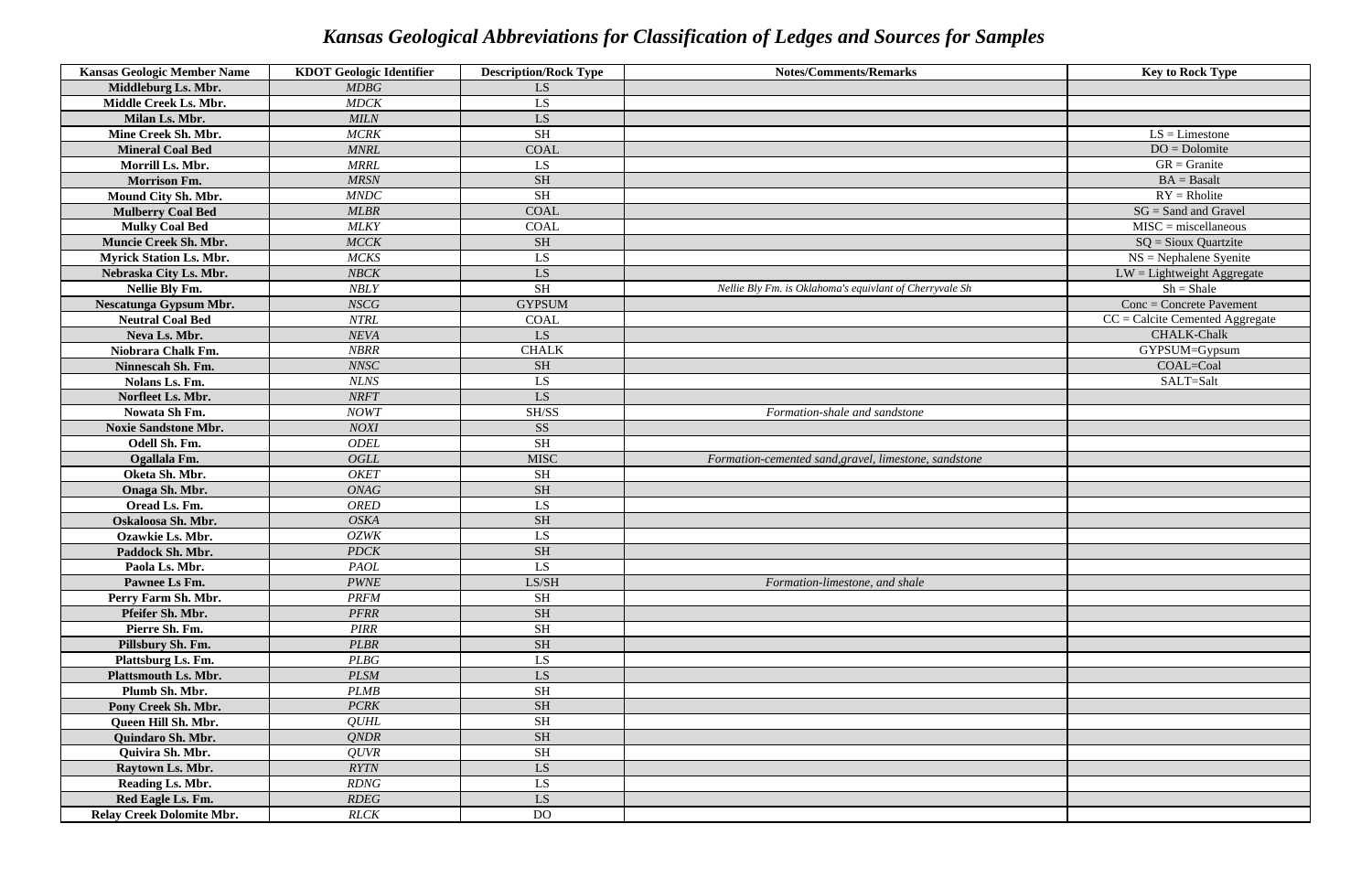# *Kansas Geological Abbreviations for Classification of Ledges and Sources for Samples*

| Kansas Geologic Member Name | KDOT Geologic Identifier | Description/Rock Type | Notes/Comments/Remarks | Key to Rock Type |
|---|---|---|---|---|
| **Middleburg Ls. Mbr.** | *MDBG* | LS | | |
| **Middle Creek Ls. Mbr.** | *MDCK* | LS | | |
| **Milan Ls. Mbr.** | *MILN* | LS | | |
| **Mine Creek Sh. Mbr.** | *MCRK* | SH | | LS = Limestone |
| **Mineral Coal Bed** | *MNRL* | COAL | | DO = Dolomite |
| **Morrill Ls. Mbr.** | *MRRL* | LS | | GR = Granite |
| **Morrison Fm.** | *MRSN* | SH | | BA = Basalt |
| **Mound City Sh. Mbr.** | *MNDC* | SH | | RY = Rholite |
| **Mulberry Coal Bed** | *MLBR* | COAL | | SG = Sand and Gravel |
| **Mulky Coal Bed** | *MLKY* | COAL | | MISC = miscellaneous |
| **Muncie Creek Sh. Mbr.** | *MCCK* | SH | | SQ = Sioux Quartzite |
| **Myrick Station Ls. Mbr.** | *MCKS* | LS | | NS = Nephalene Syenite |
| **Nebraska City Ls. Mbr.** | *NBCK* | LS | | LW = Lightweight Aggregate |
| **Nellie Bly Fm.** | *NBLY* | SH | *Nellie Bly Fm. is Oklahoma's equivlant of Cherryvale Sh* | Sh = Shale |
| **Nescatunga Gypsum Mbr.** | *NSCG* | GYPSUM | | Conc = Concrete Pavement |
| **Neutral Coal Bed** | *NTRL* | COAL | | CC = Calcite Cemented Aggregate |
| **Neva Ls. Mbr.** | *NEVA* | LS | | CHALK-Chalk |
| **Niobrara Chalk Fm.** | *NBRR* | CHALK | | GYPSUM=Gypsum |
| **Ninnescah Sh. Fm.** | *NNSC* | SH | | COAL=Coal |
| **Nolans Ls. Fm.** | *NLNS* | LS | | SALT=Salt |
| **Norfleet Ls. Mbr.** | *NRFT* | LS | | |
| **Nowata Sh Fm.** | *NOWT* | SH/SS | *Formation-shale and sandstone* | |
| **Noxie Sandstone Mbr.** | *NOXI* | SS | | |
| **Odell Sh. Fm.** | *ODEL* | SH | | |
| **Ogallala Fm.** | *OGLL* | MISC | *Formation-cemented sand,gravel, limestone, sandstone* | |
| **Oketa Sh. Mbr.** | *OKET* | SH | | |
| **Onaga Sh. Mbr.** | *ONAG* | SH | | |
| **Oread Ls. Fm.** | *ORED* | LS | | |
| **Oskaloosa Sh. Mbr.** | *OSKA* | SH | | |
| **Ozawkie Ls. Mbr.** | *OZWK* | LS | | |
| **Paddock Sh. Mbr.** | *PDCK* | SH | | |
| **Paola Ls. Mbr.** | *PAOL* | LS | | |
| **Pawnee Ls Fm.** | *PWNE* | LS/SH | *Formation-limestone, and shale* | |
| **Perry Farm Sh. Mbr.** | *PRFM* | SH | | |
| **Pfeifer Sh. Mbr.** | *PFRR* | SH | | |
| **Pierre Sh. Fm.** | *PIRR* | SH | | |
| **Pillsbury Sh. Fm.** | *PLBR* | SH | | |
| **Plattsburg Ls. Fm.** | *PLBG* | LS | | |
| **Plattsmouth Ls. Mbr.** | *PLSM* | LS | | |
| **Plumb Sh. Mbr.** | *PLMB* | SH | | |
| **Pony Creek Sh. Mbr.** | *PCRK* | SH | | |
| **Queen Hill Sh. Mbr.** | *QUHL* | SH | | |
| **Quindaro Sh. Mbr.** | *QNDR* | SH | | |
| **Quivira Sh. Mbr.** | *QUVR* | SH | | |
| **Raytown Ls. Mbr.** | *RYTN* | LS | | |
| **Reading Ls. Mbr.** | *RDNG* | LS | | |
| **Red Eagle Ls. Fm.** | *RDEG* | LS | | |
| **Relay Creek Dolomite Mbr.** | *RLCK* | DO | | |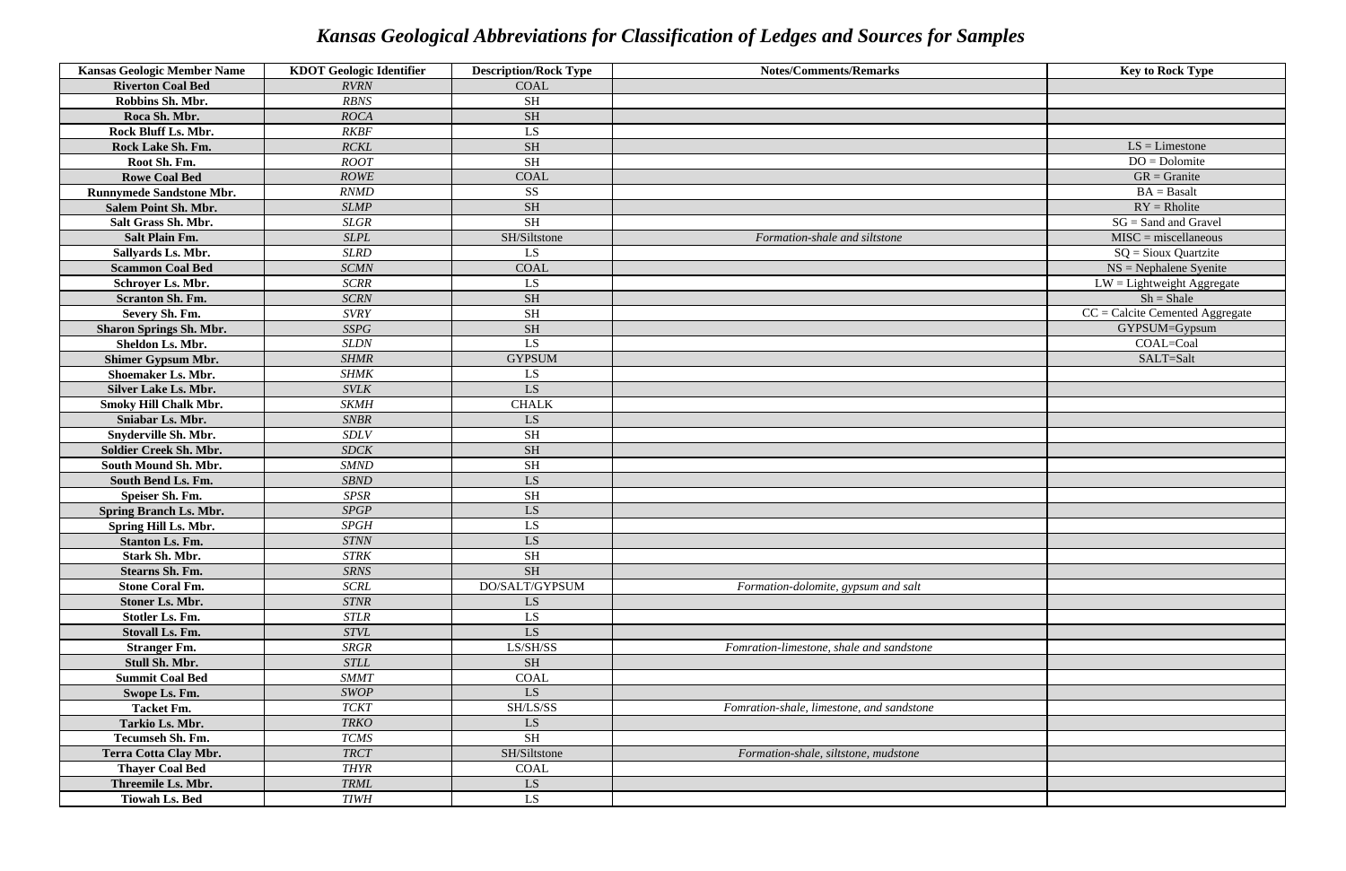# *Kansas Geological Abbreviations for Classification of Ledges and Sources for Samples*

| Kansas Geologic Member Name | KDOT Geologic Identifier | Description/Rock Type | Notes/Comments/Remarks | Key to Rock Type |
|---|---|---|---|---|
| **Riverton Coal Bed** | *RVRN* | COAL | | |
| **Robbins Sh. Mbr.** | *RBNS* | SH | | |
| **Roca Sh. Mbr.** | *ROCA* | SH | | |
| **Rock Bluff Ls. Mbr.** | *RKBF* | LS | | |
| **Rock Lake Sh. Fm.** | *RCKL* | SH | | LS = Limestone |
| **Root Sh. Fm.** | *ROOT* | SH | | DO = Dolomite |
| **Rowe Coal Bed** | *ROWE* | COAL | | GR = Granite |
| **Runnymede Sandstone Mbr.** | *RNMD* | SS | | BA = Basalt |
| **Salem Point Sh. Mbr.** | *SLMP* | SH | | RY = Rholite |
| **Salt Grass Sh. Mbr.** | *SLGR* | SH | | SG = Sand and Gravel |
| **Salt Plain Fm.** | *SLPL* | SH/Siltstone | *Formation-shale and siltstone* | MISC = miscellaneous |
| **Sallyards Ls. Mbr.** | *SLRD* | LS | | SQ = Sioux Quartzite |
| **Scammon Coal Bed** | *SCMN* | COAL | | NS = Nephalene Syenite |
| **Schroyer Ls. Mbr.** | *SCRR* | LS | | LW = Lightweight Aggregate |
| **Scranton Sh. Fm.** | *SCRN* | SH | | Sh = Shale |
| **Severy Sh. Fm.** | *SVRY* | SH | | CC = Calcite Cemented Aggregate |
| **Sharon Springs Sh. Mbr.** | *SSPG* | SH | | GYPSUM=Gypsum |
| **Sheldon Ls. Mbr.** | *SLDN* | LS | | COAL=Coal |
| **Shimer Gypsum Mbr.** | *SHMR* | GYPSUM | | SALT=Salt |
| **Shoemaker Ls. Mbr.** | *SHMK* | LS | | |
| **Silver Lake Ls. Mbr.** | *SVLK* | LS | | |
| **Smoky Hill Chalk Mbr.** | *SKMH* | CHALK | | |
| **Sniabar Ls. Mbr.** | *SNBR* | LS | | |
| **Snyderville Sh. Mbr.** | *SDLV* | SH | | |
| **Soldier Creek Sh. Mbr.** | *SDCK* | SH | | |
| **South Mound Sh. Mbr.** | *SMND* | SH | | |
| **South Bend Ls. Fm.** | *SBND* | LS | | |
| **Speiser Sh. Fm.** | *SPSR* | SH | | |
| **Spring Branch Ls. Mbr.** | *SPGP* | LS | | |
| **Spring Hill Ls. Mbr.** | *SPGH* | LS | | |
| **Stanton Ls. Fm.** | *STNN* | LS | | |
| **Stark Sh. Mbr.** | *STRK* | SH | | |
| **Stearns Sh. Fm.** | *SRNS* | SH | | |
| **Stone Coral Fm.** | *SCRL* | DO/SALT/GYPSUM | *Formation-dolomite, gypsum and salt* | |
| **Stoner Ls. Mbr.** | *STNR* | LS | | |
| **Stotler Ls. Fm.** | *STLR* | LS | | |
| **Stovall Ls. Fm.** | *STVL* | LS | | |
| **Stranger Fm.** | *SRGR* | LS/SH/SS | *Fomration-limestone, shale and sandstone* | |
| **Stull Sh. Mbr.** | *STLL* | SH | | |
| **Summit Coal Bed** | *SMMT* | COAL | | |
| **Swope Ls. Fm.** | *SWOP* | LS | | |
| **Tacket Fm.** | *TCKT* | SH/LS/SS | *Fomration-shale, limestone, and sandstone* | |
| **Tarkio Ls. Mbr.** | *TRKO* | LS | | |
| **Tecumseh Sh. Fm.** | *TCMS* | SH | | |
| **Terra Cotta Clay Mbr.** | *TRCT* | SH/Siltstone | *Formation-shale, siltstone, mudstone* | |
| **Thayer Coal Bed** | *THYR* | COAL | | |
| **Threemile Ls. Mbr.** | *TRML* | LS | | |
| **Tiowah Ls. Bed** | *TIWH* | LS | | |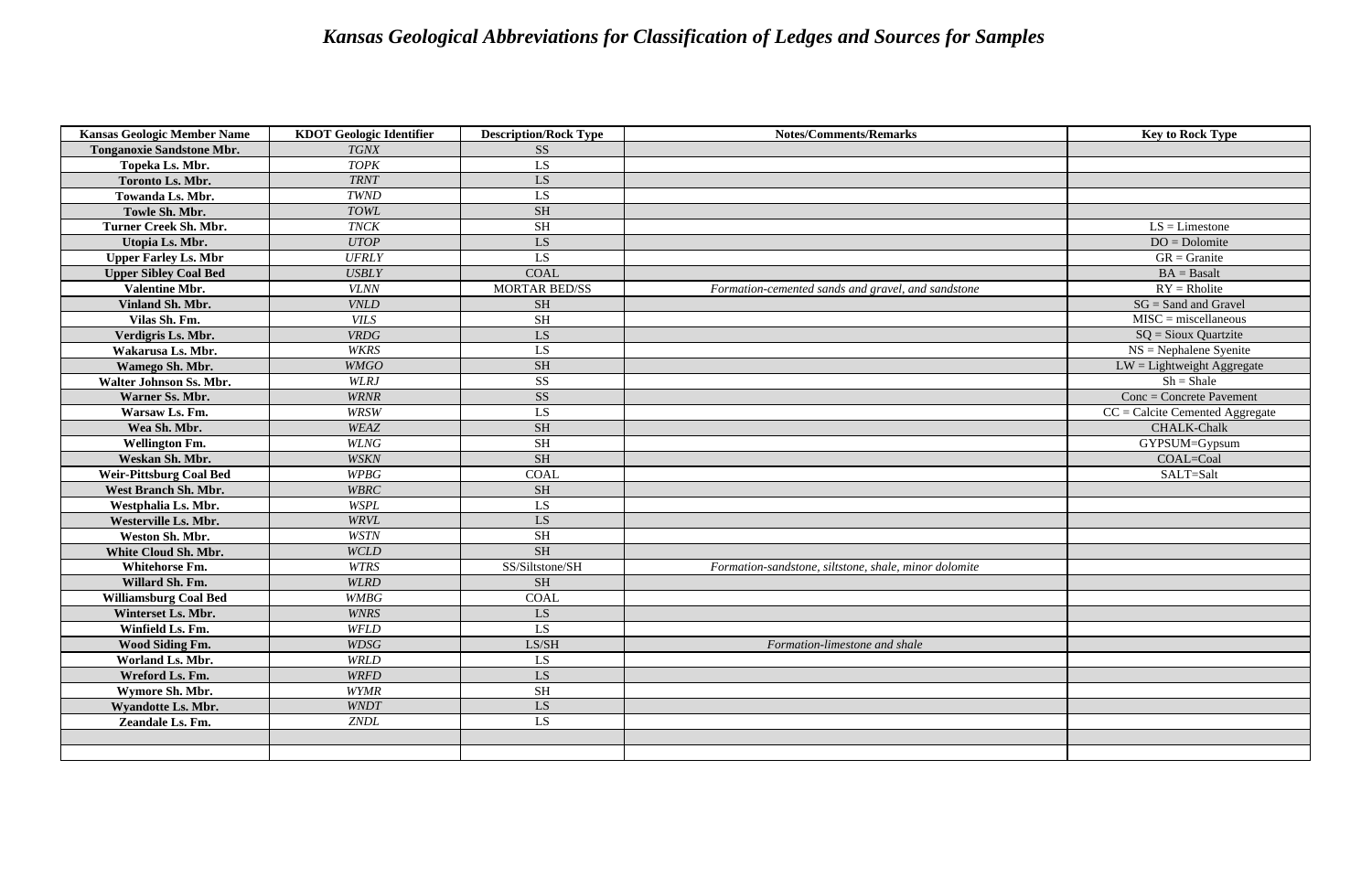# Kansas Geological Abbreviations for Classification of Ledges and Sources for Samples

| Kansas Geologic Member Name | KDOT Geologic Identifier | Description/Rock Type | Notes/Comments/Remarks | Key to Rock Type |
|---|---|---|---|---|
| Tonganoxie Sandstone Mbr. | *TGNX* | SS | | |
| Topeka Ls. Mbr. | *TOPK* | LS | | |
| Toronto Ls. Mbr. | *TRNT* | LS | | |
| Towanda Ls. Mbr. | *TWND* | LS | | |
| Towle Sh. Mbr. | *TOWL* | SH | | |
| Turner Creek Sh. Mbr. | *TNCK* | SH | | LS = Limestone |
| Utopia Ls. Mbr. | *UTOP* | LS | | DO = Dolomite |
| Upper Farley Ls. Mbr | *UFRLY* | LS | | GR = Granite |
| Upper Sibley Coal Bed | *USBLY* | COAL | | BA = Basalt |
| Valentine Mbr. | *VLNN* | MORTAR BED/SS | *Formation-cemented sands and gravel, and sandstone* | RY = Rholite |
| Vinland Sh. Mbr. | *VNLD* | SH | | SG = Sand and Gravel |
| Vilas Sh. Fm. | *VILS* | SH | | MISC = miscellaneous |
| Verdigris Ls. Mbr. | *VRDG* | LS | | SQ = Sioux Quartzite |
| Wakarusa Ls. Mbr. | *WKRS* | LS | | NS = Nephalene Syenite |
| Wamego Sh. Mbr. | *WMGO* | SH | | LW = Lightweight Aggregate |
| Walter Johnson Ss. Mbr. | *WLRJ* | SS | | Sh = Shale |
| Warner Ss. Mbr. | *WRNR* | SS | | Conc = Concrete Pavement |
| Warsaw Ls. Fm. | *WRSW* | LS | | CC = Calcite Cemented Aggregate |
| Wea Sh. Mbr. | *WEAZ* | SH | | CHALK-Chalk |
| Wellington Fm. | *WLNG* | SH | | GYPSUM=Gypsum |
| Weskan Sh. Mbr. | *WSKN* | SH | | COAL=Coal |
| Weir-Pittsburg Coal Bed | *WPBG* | COAL | | SALT=Salt |
| West Branch Sh. Mbr. | *WBRC* | SH | | |
| Westphalia Ls. Mbr. | *WSPL* | LS | | |
| Westerville Ls. Mbr. | *WRVL* | LS | | |
| Weston Sh. Mbr. | *WSTN* | SH | | |
| White Cloud Sh. Mbr. | *WCLD* | SH | | |
| Whitehorse Fm. | *WTRS* | SS/Siltstone/SH | *Formation-sandstone, siltstone, shale, minor dolomite* | |
| Willard Sh. Fm. | *WLRD* | SH | | |
| Williamsburg Coal Bed | *WMBG* | COAL | | |
| Winterset Ls. Mbr. | *WNRS* | LS | | |
| Winfield Ls. Fm. | *WFLD* | LS | | |
| Wood Siding Fm. | *WDSG* | LS/SH | *Formation-limestone and shale* | |
| Worland Ls. Mbr. | *WRLD* | LS | | |
| Wreford Ls. Fm. | *WRFD* | LS | | |
| Wymore Sh. Mbr. | *WYMR* | SH | | |
| Wyandotte Ls. Mbr. | *WNDT* | LS | | |
| Zeandale Ls. Fm. | *ZNDL* | LS | | |
| | | | | |
| | | | | |